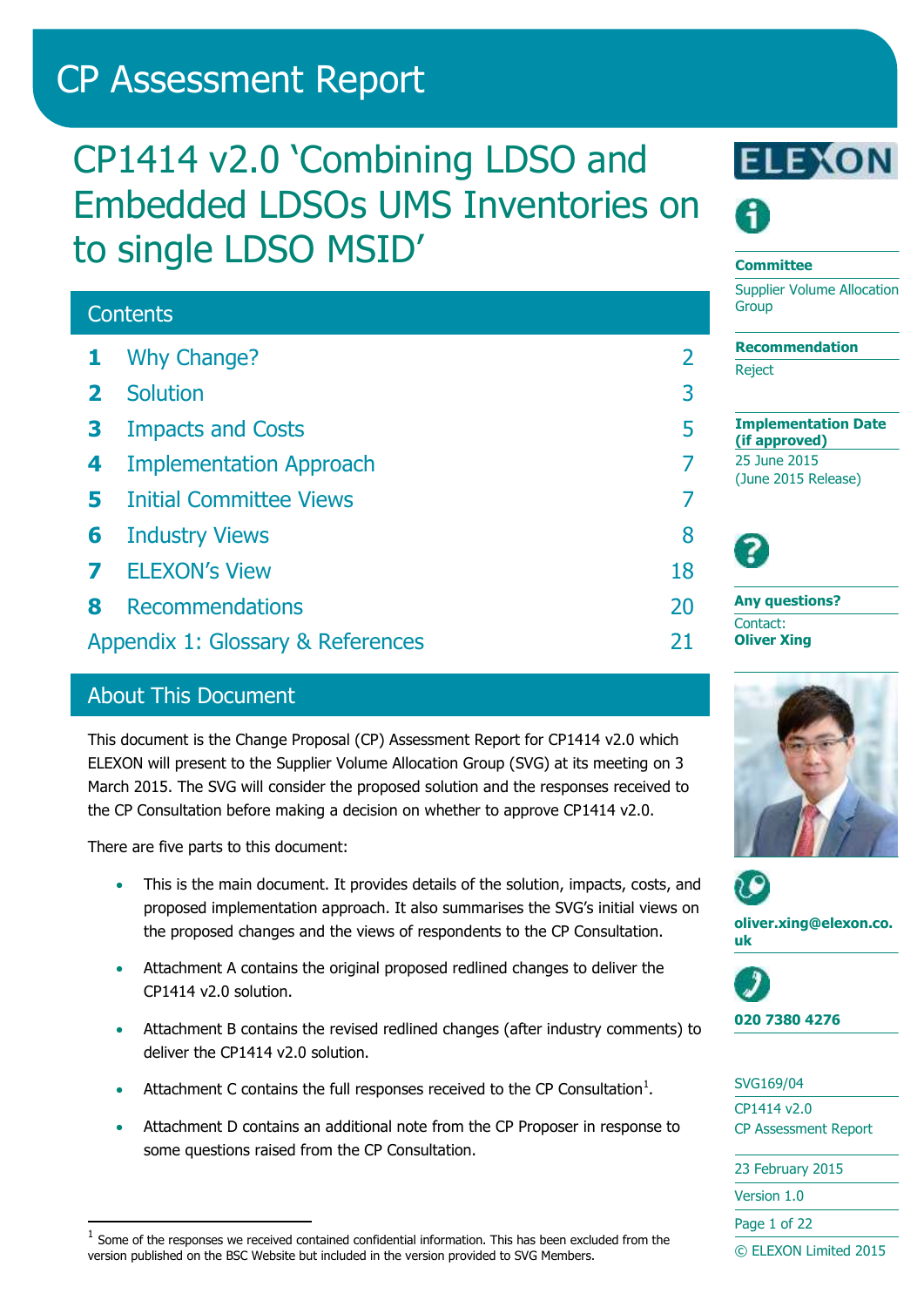# CP Assessment Report

## CP1414 v2.0 'Combining LDSO and Embedded LDSOs UMS Inventories on to single LDSO MSID'

**Committee**

Supplier Volume Allocation Group

**Recommendation**

Reject

**Implementation Date (if approved)**

25 June 2015 (June 2015 Release)

**Any questions?**

Contact:
**Oliver Xing**

**oliver.xing@elexon.co.uk**

**020 7380 4276**

SVG169/04

CP1414 v2.0
CP Assessment Report

23 February 2015

Version 1.0

© ELEXON Limited 2015

### Contents

| | | |
|---|---|---|
| 1 | Why Change? | 2 |
| 2 | Solution | 3 |
| 3 | Impacts and Costs | 5 |
| 4 | Implementation Approach | 7 |
| 5 | Initial Committee Views | 7 |
| 6 | Industry Views | 8 |
| 7 | ELEXON's View | 18 |
| 8 | Recommendations | 20 |
| | Appendix 1: Glossary & References | 21 |

### About This Document

This document is the Change Proposal (CP) Assessment Report for CP1414 v2.0 which ELEXON will present to the Supplier Volume Allocation Group (SVG) at its meeting on 3 March 2015. The SVG will consider the proposed solution and the responses received to the CP Consultation before making a decision on whether to approve CP1414 v2.0.

There are five parts to this document:

- This is the main document. It provides details of the solution, impacts, costs, and proposed implementation approach. It also summarises the SVG's initial views on the proposed changes and the views of respondents to the CP Consultation.
- Attachment A contains the original proposed redlined changes to deliver the CP1414 v2.0 solution.
- Attachment B contains the revised redlined changes (after industry comments) to deliver the CP1414 v2.0 solution.
- Attachment C contains the full responses received to the CP Consultation[1].
- Attachment D contains an additional note from the CP Proposer in response to some questions raised from the CP Consultation.

[1] Some of the responses we received contained confidential information. This has been excluded from the version published on the BSC Website but included in the version provided to SVG Members.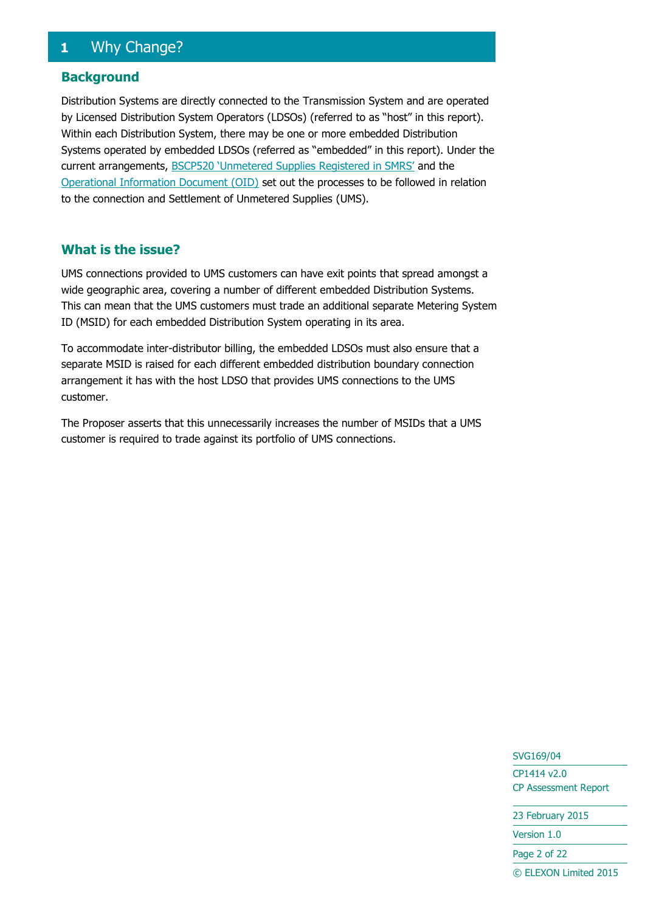# 1 Why Change?

## Background

Distribution Systems are directly connected to the Transmission System and are operated by Licensed Distribution System Operators (LDSOs) (referred to as "host" in this report). Within each Distribution System, there may be one or more embedded Distribution Systems operated by embedded LDSOs (referred as "embedded" in this report). Under the current arrangements, BSCP520 'Unmetered Supplies Registered in SMRS' and the Operational Information Document (OID) set out the processes to be followed in relation to the connection and Settlement of Unmetered Supplies (UMS).

## What is the issue?

UMS connections provided to UMS customers can have exit points that spread amongst a wide geographic area, covering a number of different embedded Distribution Systems. This can mean that the UMS customers must trade an additional separate Metering System ID (MSID) for each embedded Distribution System operating in its area.

To accommodate inter-distributor billing, the embedded LDSOs must also ensure that a separate MSID is raised for each different embedded distribution boundary connection arrangement it has with the host LDSO that provides UMS connections to the UMS customer.

The Proposer asserts that this unnecessarily increases the number of MSIDs that a UMS customer is required to trade against its portfolio of UMS connections.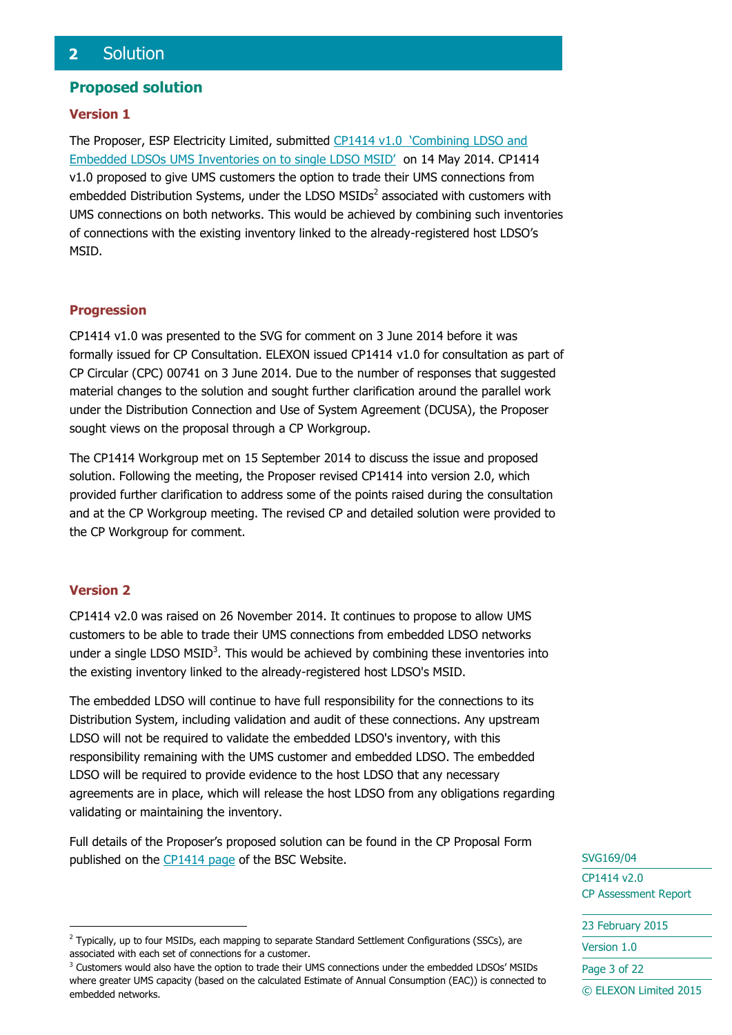## 2 Solution

### Proposed solution

#### Version 1

The Proposer, ESP Electricity Limited, submitted CP1414 v1.0 'Combining LDSO and Embedded LDSOs UMS Inventories on to single LDSO MSID' on 14 May 2014. CP1414 v1.0 proposed to give UMS customers the option to trade their UMS connections from embedded Distribution Systems, under the LDSO MSIDs[2] associated with customers with UMS connections on both networks. This would be achieved by combining such inventories of connections with the existing inventory linked to the already-registered host LDSO's MSID.

#### Progression

CP1414 v1.0 was presented to the SVG for comment on 3 June 2014 before it was formally issued for CP Consultation. ELEXON issued CP1414 v1.0 for consultation as part of CP Circular (CPC) 00741 on 3 June 2014. Due to the number of responses that suggested material changes to the solution and sought further clarification around the parallel work under the Distribution Connection and Use of System Agreement (DCUSA), the Proposer sought views on the proposal through a CP Workgroup.

The CP1414 Workgroup met on 15 September 2014 to discuss the issue and proposed solution. Following the meeting, the Proposer revised CP1414 into version 2.0, which provided further clarification to address some of the points raised during the consultation and at the CP Workgroup meeting. The revised CP and detailed solution were provided to the CP Workgroup for comment.

#### Version 2

CP1414 v2.0 was raised on 26 November 2014. It continues to propose to allow UMS customers to be able to trade their UMS connections from embedded LDSO networks under a single LDSO MSID[3]. This would be achieved by combining these inventories into the existing inventory linked to the already-registered host LDSO's MSID.

The embedded LDSO will continue to have full responsibility for the connections to its Distribution System, including validation and audit of these connections. Any upstream LDSO will not be required to validate the embedded LDSO's inventory, with this responsibility remaining with the UMS customer and embedded LDSO. The embedded LDSO will be required to provide evidence to the host LDSO that any necessary agreements are in place, which will release the host LDSO from any obligations regarding validating or maintaining the inventory.

Full details of the Proposer's proposed solution can be found in the CP Proposal Form published on the CP1414 page of the BSC Website.

---

[2] Typically, up to four MSIDs, each mapping to separate Standard Settlement Configurations (SSCs), are associated with each set of connections for a customer.

[3] Customers would also have the option to trade their UMS connections under the embedded LDSOs' MSIDs where greater UMS capacity (based on the calculated Estimate of Annual Consumption (EAC)) is connected to embedded networks.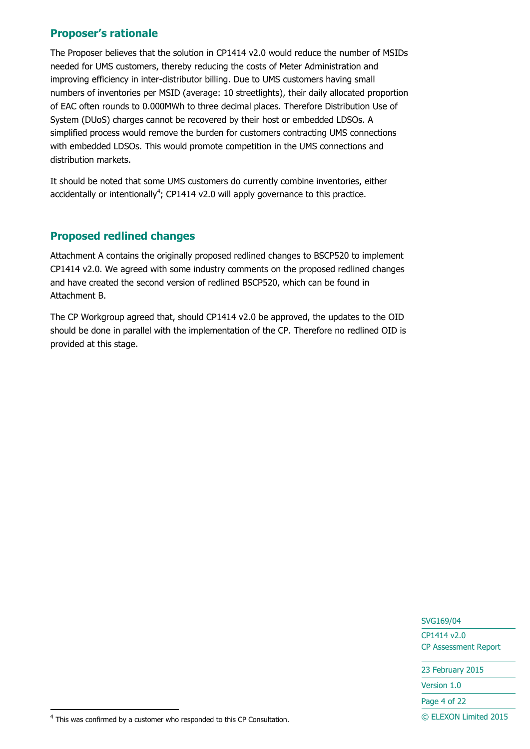## Proposer's rationale

The Proposer believes that the solution in CP1414 v2.0 would reduce the number of MSIDs needed for UMS customers, thereby reducing the costs of Meter Administration and improving efficiency in inter-distributor billing. Due to UMS customers having small numbers of inventories per MSID (average: 10 streetlights), their daily allocated proportion of EAC often rounds to 0.000MWh to three decimal places. Therefore Distribution Use of System (DUoS) charges cannot be recovered by their host or embedded LDSOs. A simplified process would remove the burden for customers contracting UMS connections with embedded LDSOs. This would promote competition in the UMS connections and distribution markets.

It should be noted that some UMS customers do currently combine inventories, either accidentally or intentionally[4]; CP1414 v2.0 will apply governance to this practice.

## Proposed redlined changes

Attachment A contains the originally proposed redlined changes to BSCP520 to implement CP1414 v2.0. We agreed with some industry comments on the proposed redlined changes and have created the second version of redlined BSCP520, which can be found in Attachment B.

The CP Workgroup agreed that, should CP1414 v2.0 be approved, the updates to the OID should be done in parallel with the implementation of the CP. Therefore no redlined OID is provided at this stage.

[4] This was confirmed by a customer who responded to this CP Consultation.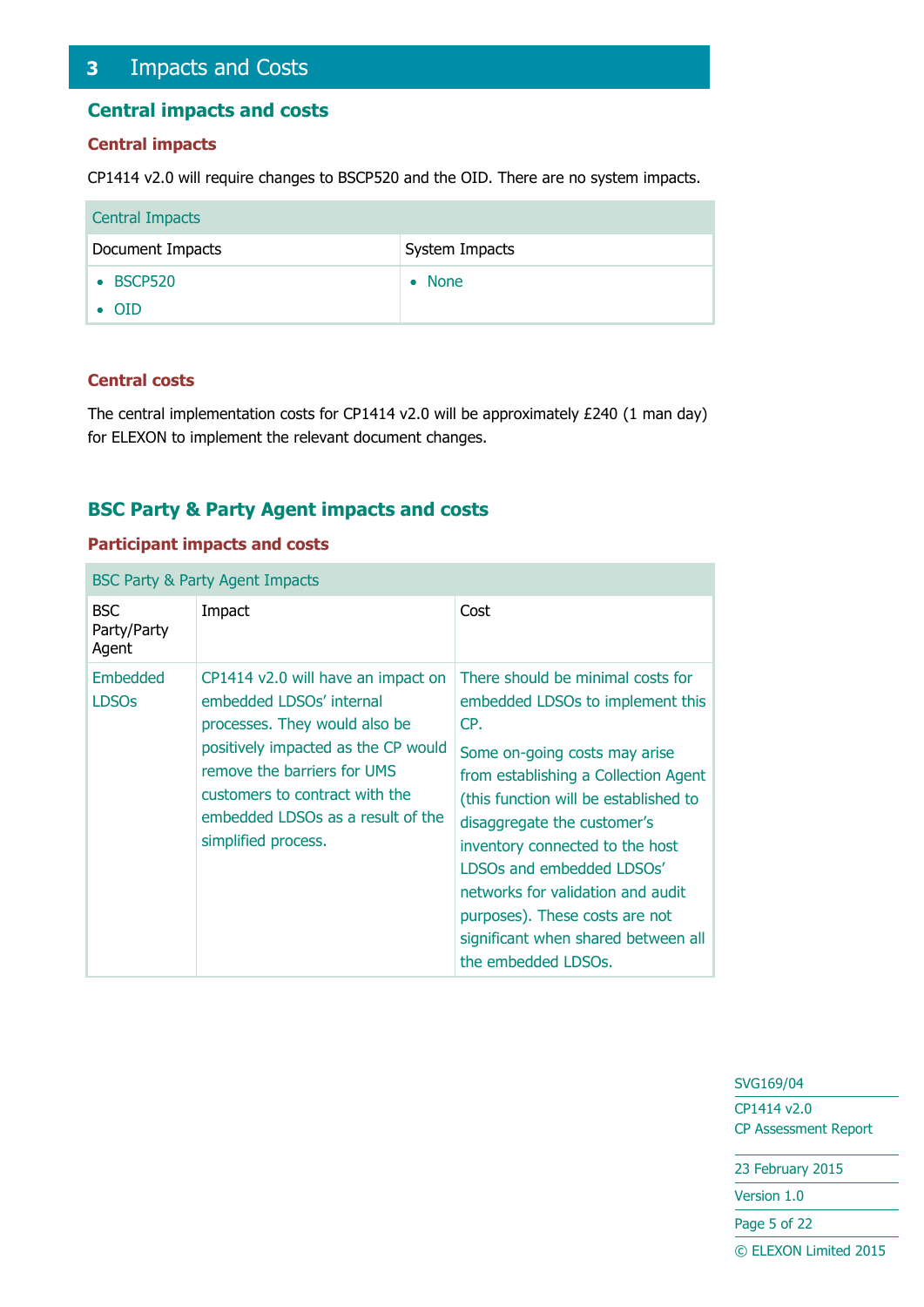# 3 Impacts and Costs

## Central impacts and costs

### Central impacts

CP1414 v2.0 will require changes to BSCP520 and the OID. There are no system impacts.

| Central Impacts | |
|---|---|
| Document Impacts | System Impacts |
| • BSCP520<br>• OID | • None |

### Central costs

The central implementation costs for CP1414 v2.0 will be approximately £240 (1 man day) for ELEXON to implement the relevant document changes.

## BSC Party & Party Agent impacts and costs

### Participant impacts and costs

| BSC Party & Party Agent Impacts | | |
|---|---|---|
| BSC Party/Party Agent | Impact | Cost |
| Embedded LDSOs | CP1414 v2.0 will have an impact on embedded LDSOs' internal processes. They would also be positively impacted as the CP would remove the barriers for UMS customers to contract with the embedded LDSOs as a result of the simplified process. | There should be minimal costs for embedded LDSOs to implement this CP.<br>Some on-going costs may arise from establishing a Collection Agent (this function will be established to disaggregate the customer's inventory connected to the host LDSOs and embedded LDSOs' networks for validation and audit purposes). These costs are not significant when shared between all the embedded LDSOs. |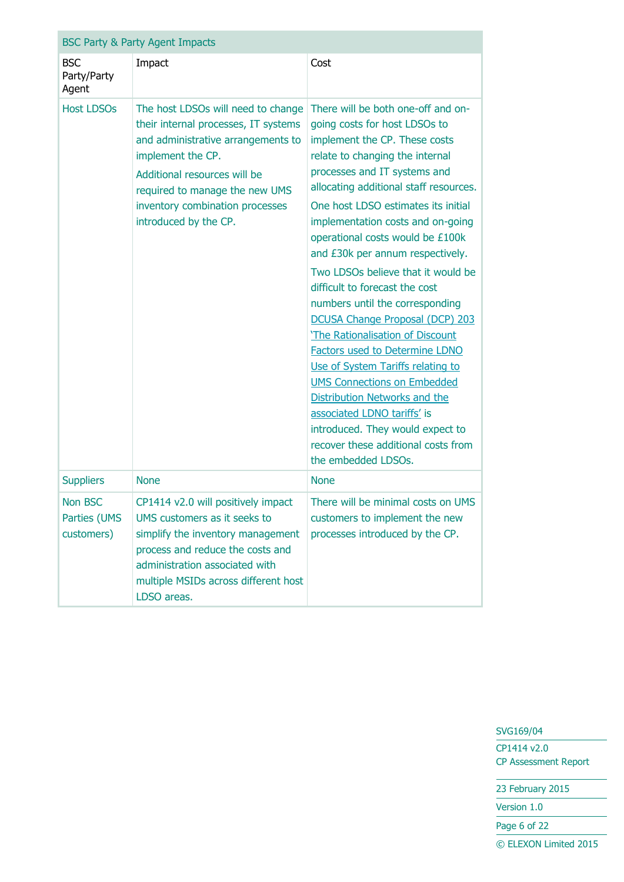| BSC Party & Party Agent Impacts | | |
|---|---|---|
| BSC Party/Party Agent | Impact | Cost |
| Host LDSOs | The host LDSOs will need to change their internal processes, IT systems and administrative arrangements to implement the CP.<br><br>Additional resources will be required to manage the new UMS inventory combination processes introduced by the CP. | There will be both one-off and on-going costs for host LDSOs to implement the CP. These costs relate to changing the internal processes and IT systems and allocating additional staff resources.<br><br>One host LDSO estimates its initial implementation costs and on-going operational costs would be £100k and £30k per annum respectively.<br><br>Two LDSOs believe that it would be difficult to forecast the cost numbers until the corresponding DCUSA Change Proposal (DCP) 203 'The Rationalisation of Discount Factors used to Determine LDNO Use of System Tariffs relating to UMS Connections on Embedded Distribution Networks and the associated LDNO tariffs' is introduced. They would expect to recover these additional costs from the embedded LDSOs. |
| Suppliers | None | None |
| Non BSC Parties (UMS customers) | CP1414 v2.0 will positively impact UMS customers as it seeks to simplify the inventory management process and reduce the costs and administration associated with multiple MSIDs across different host LDSO areas. | There will be minimal costs on UMS customers to implement the new processes introduced by the CP. |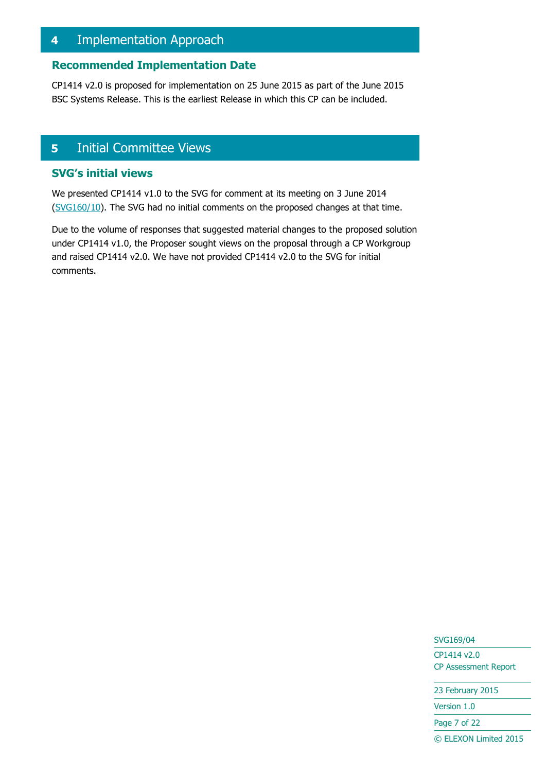# 4 Implementation Approach

## Recommended Implementation Date

CP1414 v2.0 is proposed for implementation on 25 June 2015 as part of the June 2015 BSC Systems Release. This is the earliest Release in which this CP can be included.

# 5 Initial Committee Views

## SVG's initial views

We presented CP1414 v1.0 to the SVG for comment at its meeting on 3 June 2014 (SVG160/10). The SVG had no initial comments on the proposed changes at that time.

Due to the volume of responses that suggested material changes to the proposed solution under CP1414 v1.0, the Proposer sought views on the proposal through a CP Workgroup and raised CP1414 v2.0. We have not provided CP1414 v2.0 to the SVG for initial comments.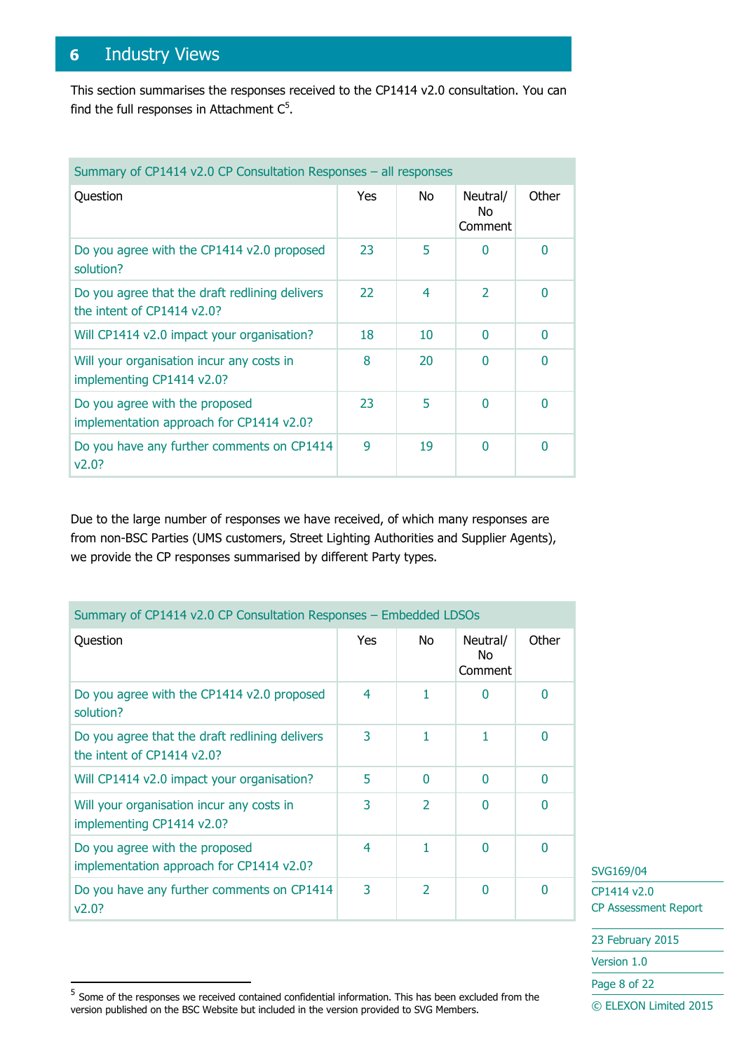# 6 Industry Views

This section summarises the responses received to the CP1414 v2.0 consultation. You can find the full responses in Attachment C[5].

| Summary of CP1414 v2.0 CP Consultation Responses – all responses | | | | |
|---|---|---|---|---|
| Question | Yes | No | Neutral/ No Comment | Other |
| Do you agree with the CP1414 v2.0 proposed solution? | 23 | 5 | 0 | 0 |
| Do you agree that the draft redlining delivers the intent of CP1414 v2.0? | 22 | 4 | 2 | 0 |
| Will CP1414 v2.0 impact your organisation? | 18 | 10 | 0 | 0 |
| Will your organisation incur any costs in implementing CP1414 v2.0? | 8 | 20 | 0 | 0 |
| Do you agree with the proposed implementation approach for CP1414 v2.0? | 23 | 5 | 0 | 0 |
| Do you have any further comments on CP1414 v2.0? | 9 | 19 | 0 | 0 |

Due to the large number of responses we have received, of which many responses are from non-BSC Parties (UMS customers, Street Lighting Authorities and Supplier Agents), we provide the CP responses summarised by different Party types.

| Summary of CP1414 v2.0 CP Consultation Responses – Embedded LDSOs | | | | |
|---|---|---|---|---|
| Question | Yes | No | Neutral/ No Comment | Other |
| Do you agree with the CP1414 v2.0 proposed solution? | 4 | 1 | 0 | 0 |
| Do you agree that the draft redlining delivers the intent of CP1414 v2.0? | 3 | 1 | 1 | 0 |
| Will CP1414 v2.0 impact your organisation? | 5 | 0 | 0 | 0 |
| Will your organisation incur any costs in implementing CP1414 v2.0? | 3 | 2 | 0 | 0 |
| Do you agree with the proposed implementation approach for CP1414 v2.0? | 4 | 1 | 0 | 0 |
| Do you have any further comments on CP1414 v2.0? | 3 | 2 | 0 | 0 |

SVG169/04

CP1414 v2.0
CP Assessment Report

23 February 2015

Version 1.0

© ELEXON Limited 2015

[5] Some of the responses we received contained confidential information. This has been excluded from the version published on the BSC Website but included in the version provided to SVG Members.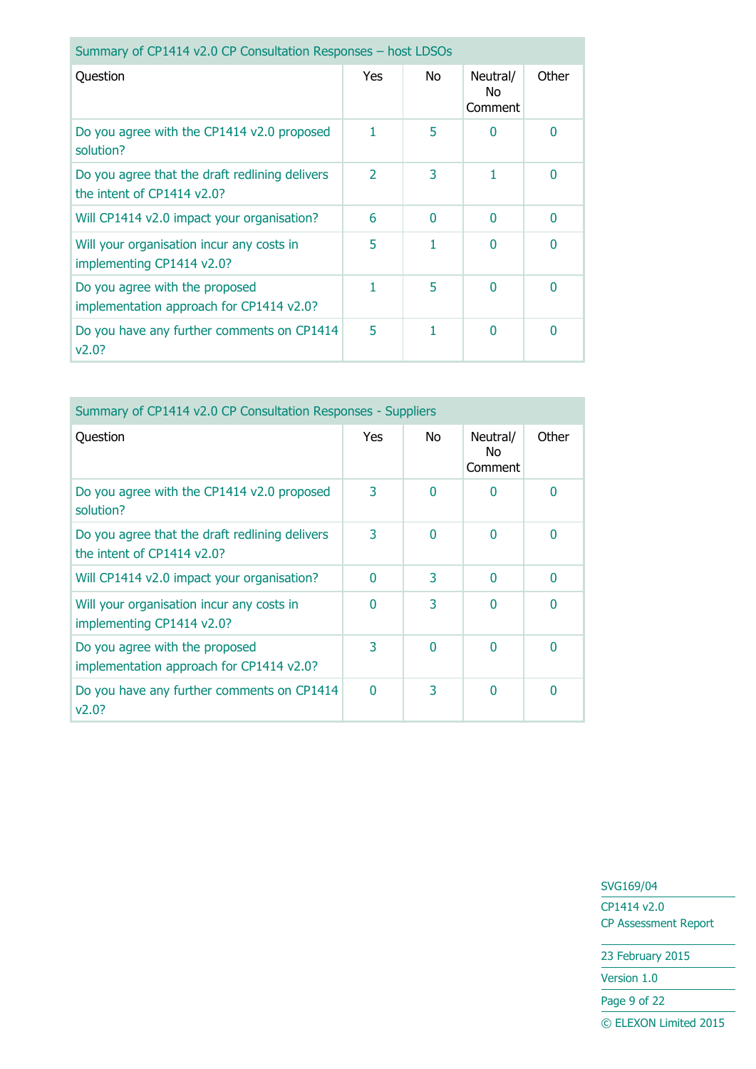| Summary of CP1414 v2.0 CP Consultation Responses – host LDSOs | | | | |
|---|---|---|---|---|
| Question | Yes | No | Neutral/ No Comment | Other |
| Do you agree with the CP1414 v2.0 proposed solution? | 1 | 5 | 0 | 0 |
| Do you agree that the draft redlining delivers the intent of CP1414 v2.0? | 2 | 3 | 1 | 0 |
| Will CP1414 v2.0 impact your organisation? | 6 | 0 | 0 | 0 |
| Will your organisation incur any costs in implementing CP1414 v2.0? | 5 | 1 | 0 | 0 |
| Do you agree with the proposed implementation approach for CP1414 v2.0? | 1 | 5 | 0 | 0 |
| Do you have any further comments on CP1414 v2.0? | 5 | 1 | 0 | 0 |

| Summary of CP1414 v2.0 CP Consultation Responses - Suppliers | | | | |
|---|---|---|---|---|
| Question | Yes | No | Neutral/ No Comment | Other |
| Do you agree with the CP1414 v2.0 proposed solution? | 3 | 0 | 0 | 0 |
| Do you agree that the draft redlining delivers the intent of CP1414 v2.0? | 3 | 0 | 0 | 0 |
| Will CP1414 v2.0 impact your organisation? | 0 | 3 | 0 | 0 |
| Will your organisation incur any costs in implementing CP1414 v2.0? | 0 | 3 | 0 | 0 |
| Do you agree with the proposed implementation approach for CP1414 v2.0? | 3 | 0 | 0 | 0 |
| Do you have any further comments on CP1414 v2.0? | 0 | 3 | 0 | 0 |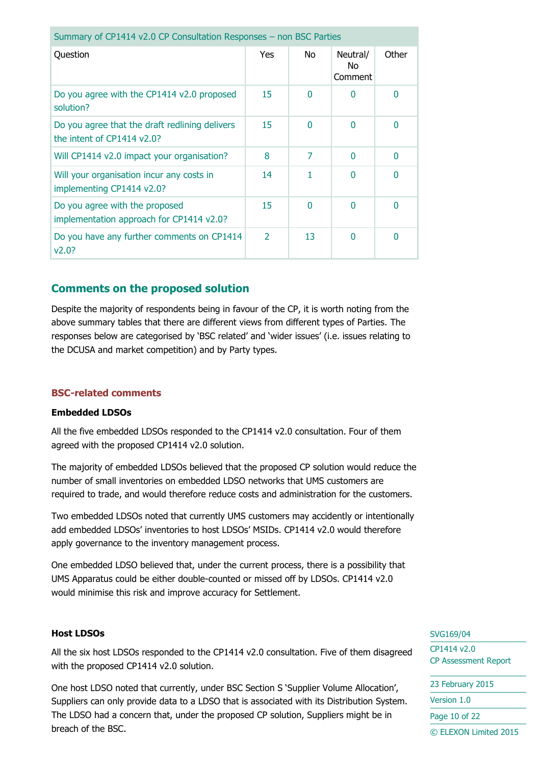| Summary of CP1414 v2.0 CP Consultation Responses – non BSC Parties | | | | |
|---|---|---|---|---|
| Question | Yes | No | Neutral/ No Comment | Other |
| Do you agree with the CP1414 v2.0 proposed solution? | 15 | 0 | 0 | 0 |
| Do you agree that the draft redlining delivers the intent of CP1414 v2.0? | 15 | 0 | 0 | 0 |
| Will CP1414 v2.0 impact your organisation? | 8 | 7 | 0 | 0 |
| Will your organisation incur any costs in implementing CP1414 v2.0? | 14 | 1 | 0 | 0 |
| Do you agree with the proposed implementation approach for CP1414 v2.0? | 15 | 0 | 0 | 0 |
| Do you have any further comments on CP1414 v2.0? | 2 | 13 | 0 | 0 |

## Comments on the proposed solution

Despite the majority of respondents being in favour of the CP, it is worth noting from the above summary tables that there are different views from different types of Parties. The responses below are categorised by 'BSC related' and 'wider issues' (i.e. issues relating to the DCUSA and market competition) and by Party types.

### BSC-related comments

**Embedded LDSOs**

All the five embedded LDSOs responded to the CP1414 v2.0 consultation. Four of them agreed with the proposed CP1414 v2.0 solution.

The majority of embedded LDSOs believed that the proposed CP solution would reduce the number of small inventories on embedded LDSO networks that UMS customers are required to trade, and would therefore reduce costs and administration for the customers.

Two embedded LDSOs noted that currently UMS customers may accidently or intentionally add embedded LDSOs' inventories to host LDSOs' MSIDs. CP1414 v2.0 would therefore apply governance to the inventory management process.

One embedded LDSO believed that, under the current process, there is a possibility that UMS Apparatus could be either double-counted or missed off by LDSOs. CP1414 v2.0 would minimise this risk and improve accuracy for Settlement.

**Host LDSOs**

All the six host LDSOs responded to the CP1414 v2.0 consultation. Five of them disagreed with the proposed CP1414 v2.0 solution.

One host LDSO noted that currently, under BSC Section S 'Supplier Volume Allocation', Suppliers can only provide data to a LDSO that is associated with its Distribution System. The LDSO had a concern that, under the proposed CP solution, Suppliers might be in breach of the BSC.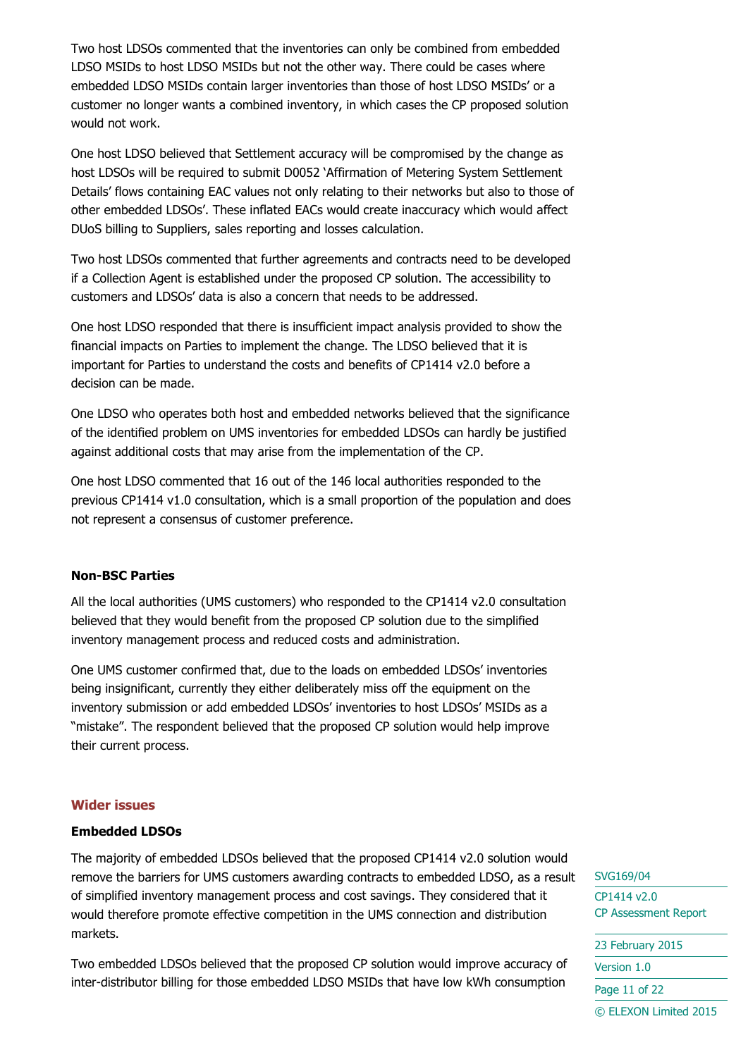Two host LDSOs commented that the inventories can only be combined from embedded LDSO MSIDs to host LDSO MSIDs but not the other way. There could be cases where embedded LDSO MSIDs contain larger inventories than those of host LDSO MSIDs' or a customer no longer wants a combined inventory, in which cases the CP proposed solution would not work.

One host LDSO believed that Settlement accuracy will be compromised by the change as host LDSOs will be required to submit D0052 'Affirmation of Metering System Settlement Details' flows containing EAC values not only relating to their networks but also to those of other embedded LDSOs'. These inflated EACs would create inaccuracy which would affect DUoS billing to Suppliers, sales reporting and losses calculation.

Two host LDSOs commented that further agreements and contracts need to be developed if a Collection Agent is established under the proposed CP solution. The accessibility to customers and LDSOs' data is also a concern that needs to be addressed.

One host LDSO responded that there is insufficient impact analysis provided to show the financial impacts on Parties to implement the change. The LDSO believed that it is important for Parties to understand the costs and benefits of CP1414 v2.0 before a decision can be made.

One LDSO who operates both host and embedded networks believed that the significance of the identified problem on UMS inventories for embedded LDSOs can hardly be justified against additional costs that may arise from the implementation of the CP.

One host LDSO commented that 16 out of the 146 local authorities responded to the previous CP1414 v1.0 consultation, which is a small proportion of the population and does not represent a consensus of customer preference.

**Non-BSC Parties**

All the local authorities (UMS customers) who responded to the CP1414 v2.0 consultation believed that they would benefit from the proposed CP solution due to the simplified inventory management process and reduced costs and administration.

One UMS customer confirmed that, due to the loads on embedded LDSOs' inventories being insignificant, currently they either deliberately miss off the equipment on the inventory submission or add embedded LDSOs' inventories to host LDSOs' MSIDs as a "mistake". The respondent believed that the proposed CP solution would help improve their current process.

## Wider issues

**Embedded LDSOs**

The majority of embedded LDSOs believed that the proposed CP1414 v2.0 solution would remove the barriers for UMS customers awarding contracts to embedded LDSO, as a result of simplified inventory management process and cost savings. They considered that it would therefore promote effective competition in the UMS connection and distribution markets.

Two embedded LDSOs believed that the proposed CP solution would improve accuracy of inter-distributor billing for those embedded LDSO MSIDs that have low kWh consumption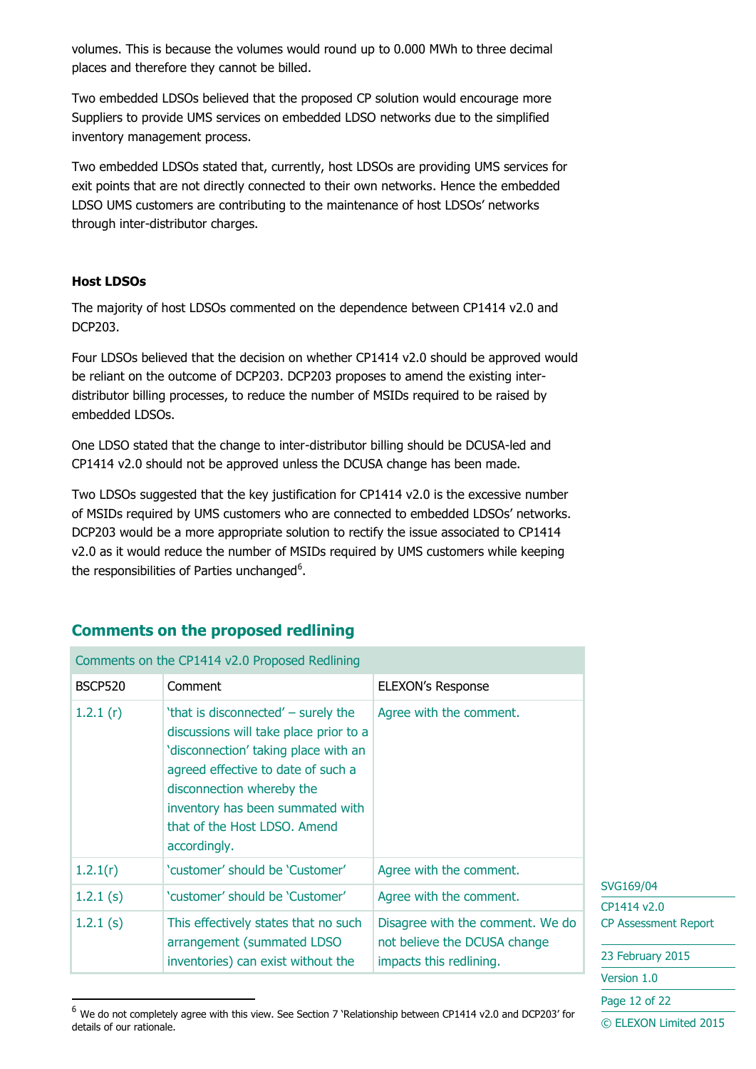volumes. This is because the volumes would round up to 0.000 MWh to three decimal places and therefore they cannot be billed.

Two embedded LDSOs believed that the proposed CP solution would encourage more Suppliers to provide UMS services on embedded LDSO networks due to the simplified inventory management process.

Two embedded LDSOs stated that, currently, host LDSOs are providing UMS services for exit points that are not directly connected to their own networks. Hence the embedded LDSO UMS customers are contributing to the maintenance of host LDSOs' networks through inter-distributor charges.

**Host LDSOs**

The majority of host LDSOs commented on the dependence between CP1414 v2.0 and DCP203.

Four LDSOs believed that the decision on whether CP1414 v2.0 should be approved would be reliant on the outcome of DCP203. DCP203 proposes to amend the existing inter-distributor billing processes, to reduce the number of MSIDs required to be raised by embedded LDSOs.

One LDSO stated that the change to inter-distributor billing should be DCUSA-led and CP1414 v2.0 should not be approved unless the DCUSA change has been made.

Two LDSOs suggested that the key justification for CP1414 v2.0 is the excessive number of MSIDs required by UMS customers who are connected to embedded LDSOs' networks. DCP203 would be a more appropriate solution to rectify the issue associated to CP1414 v2.0 as it would reduce the number of MSIDs required by UMS customers while keeping the responsibilities of Parties unchanged[6].

## Comments on the proposed redlining

| Comments on the CP1414 v2.0 Proposed Redlining | | |
|---|---|---|
| BSCP520 | Comment | ELEXON's Response |
| 1.2.1 (r) | 'that is disconnected' – surely the discussions will take place prior to a 'disconnection' taking place with an agreed effective to date of such a disconnection whereby the inventory has been summated with that of the Host LDSO. Amend accordingly. | Agree with the comment. |
| 1.2.1(r) | 'customer' should be 'Customer' | Agree with the comment. |
| 1.2.1 (s) | 'customer' should be 'Customer' | Agree with the comment. |
| 1.2.1 (s) | This effectively states that no such arrangement (summated LDSO inventories) can exist without the | Disagree with the comment. We do not believe the DCUSA change impacts this redlining. |

[6] We do not completely agree with this view. See Section 7 'Relationship between CP1414 v2.0 and DCP203' for details of our rationale.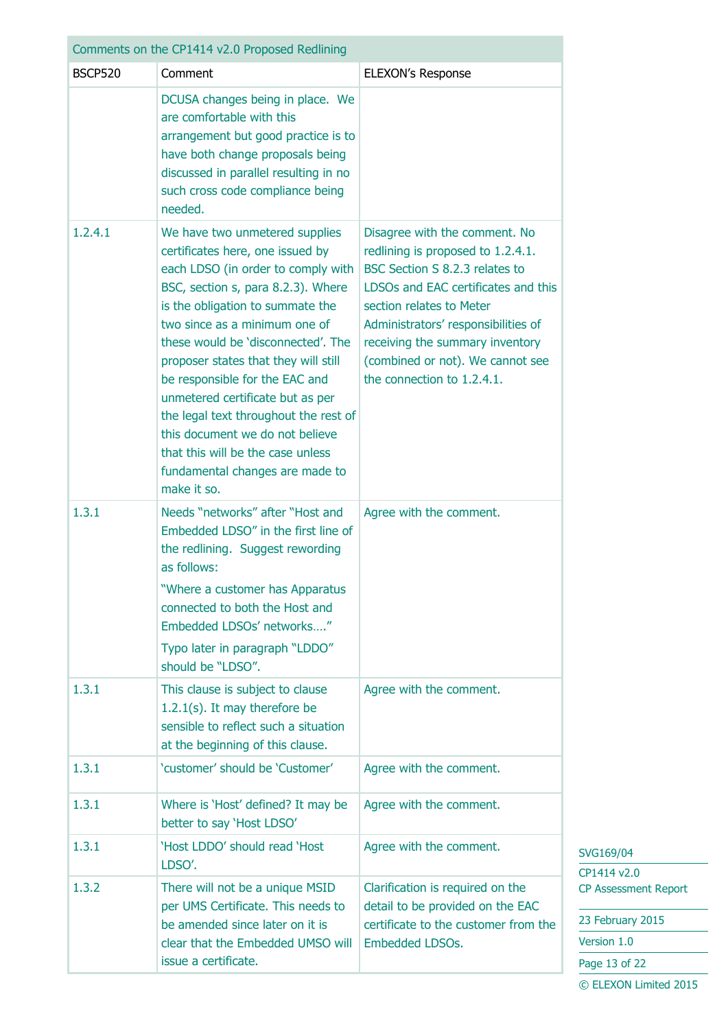| Comments on the CP1414 v2.0 Proposed Redlining | | |
|---|---|---|
| BSCP520 | Comment | ELEXON's Response |
| | DCUSA changes being in place. We are comfortable with this arrangement but good practice is to have both change proposals being discussed in parallel resulting in no such cross code compliance being needed. | |
| 1.2.4.1 | We have two unmetered supplies certificates here, one issued by each LDSO (in order to comply with BSC, section s, para 8.2.3). Where is the obligation to summate the two since as a minimum one of these would be 'disconnected'. The proposer states that they will still be responsible for the EAC and unmetered certificate but as per the legal text throughout the rest of this document we do not believe that this will be the case unless fundamental changes are made to make it so. | Disagree with the comment. No redlining is proposed to 1.2.4.1. BSC Section S 8.2.3 relates to LDSOs and EAC certificates and this section relates to Meter Administrators' responsibilities of receiving the summary inventory (combined or not). We cannot see the connection to 1.2.4.1. |
| 1.3.1 | Needs "networks" after "Host and Embedded LDSO" in the first line of the redlining. Suggest rewording as follows:<br>"Where a customer has Apparatus connected to both the Host and Embedded LDSOs' networks…."<br>Typo later in paragraph "LDDO" should be "LDSO". | Agree with the comment. |
| 1.3.1 | This clause is subject to clause 1.2.1(s). It may therefore be sensible to reflect such a situation at the beginning of this clause. | Agree with the comment. |
| 1.3.1 | 'customer' should be 'Customer' | Agree with the comment. |
| 1.3.1 | Where is 'Host' defined? It may be better to say 'Host LDSO' | Agree with the comment. |
| 1.3.1 | 'Host LDDO' should read 'Host LDSO'. | Agree with the comment. |
| 1.3.2 | There will not be a unique MSID per UMS Certificate. This needs to be amended since later on it is clear that the Embedded UMSO will issue a certificate. | Clarification is required on the detail to be provided on the EAC certificate to the customer from the Embedded LDSOs. |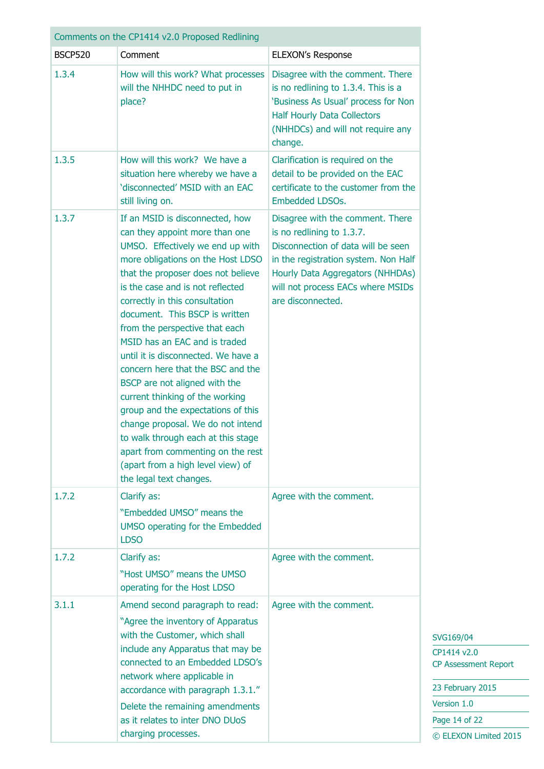| Comments on the CP1414 v2.0 Proposed Redlining | | |
|---|---|---|
| BSCP520 | Comment | ELEXON's Response |
| 1.3.4 | How will this work? What processes will the NHHDC need to put in place? | Disagree with the comment. There is no redlining to 1.3.4. This is a 'Business As Usual' process for Non Half Hourly Data Collectors (NHHDCs) and will not require any change. |
| 1.3.5 | How will this work? We have a situation here whereby we have a 'disconnected' MSID with an EAC still living on. | Clarification is required on the detail to be provided on the EAC certificate to the customer from the Embedded LDSOs. |
| 1.3.7 | If an MSID is disconnected, how can they appoint more than one UMSO. Effectively we end up with more obligations on the Host LDSO that the proposer does not believe is the case and is not reflected correctly in this consultation document. This BSCP is written from the perspective that each MSID has an EAC and is traded until it is disconnected. We have a concern here that the BSC and the BSCP are not aligned with the current thinking of the working group and the expectations of this change proposal. We do not intend to walk through each at this stage apart from commenting on the rest (apart from a high level view) of the legal text changes. | Disagree with the comment. There is no redlining to 1.3.7. Disconnection of data will be seen in the registration system. Non Half Hourly Data Aggregators (NHHDAs) will not process EACs where MSIDs are disconnected. |
| 1.7.2 | Clarify as: "Embedded UMSO" means the UMSO operating for the Embedded LDSO | Agree with the comment. |
| 1.7.2 | Clarify as: "Host UMSO" means the UMSO operating for the Host LDSO | Agree with the comment. |
| 3.1.1 | Amend second paragraph to read: "Agree the inventory of Apparatus with the Customer, which shall include any Apparatus that may be connected to an Embedded LDSO's network where applicable in accordance with paragraph 1.3.1." Delete the remaining amendments as it relates to inter DNO DUoS charging processes. | Agree with the comment. |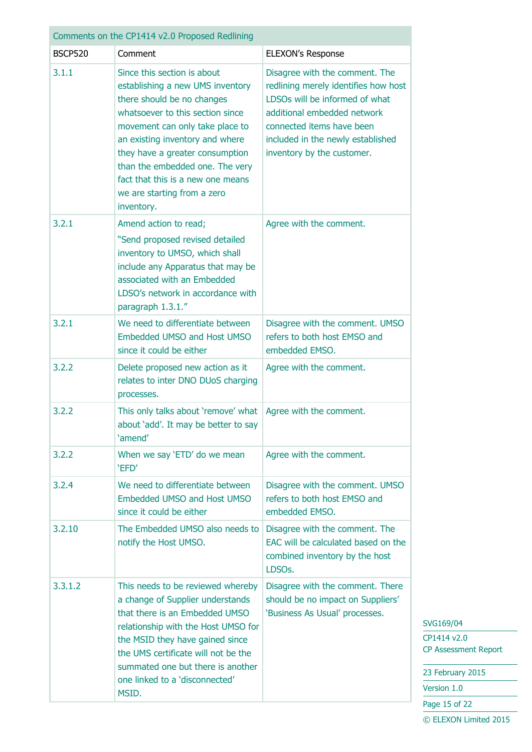| Comments on the CP1414 v2.0 Proposed Redlining | | |
|---|---|---|
| BSCP520 | Comment | ELEXON's Response |
| 3.1.1 | Since this section is about establishing a new UMS inventory there should be no changes whatsoever to this section since movement can only take place to an existing inventory and where they have a greater consumption than the embedded one. The very fact that this is a new one means we are starting from a zero inventory. | Disagree with the comment. The redlining merely identifies how host LDSOs will be informed of what additional embedded network connected items have been included in the newly established inventory by the customer. |
| 3.2.1 | Amend action to read; "Send proposed revised detailed inventory to UMSO, which shall include any Apparatus that may be associated with an Embedded LDSO's network in accordance with paragraph 1.3.1." | Agree with the comment. |
| 3.2.1 | We need to differentiate between Embedded UMSO and Host UMSO since it could be either | Disagree with the comment. UMSO refers to both host EMSO and embedded EMSO. |
| 3.2.2 | Delete proposed new action as it relates to inter DNO DUoS charging processes. | Agree with the comment. |
| 3.2.2 | This only talks about 'remove' what about 'add'. It may be better to say 'amend' | Agree with the comment. |
| 3.2.2 | When we say 'ETD' do we mean 'EFD' | Agree with the comment. |
| 3.2.4 | We need to differentiate between Embedded UMSO and Host UMSO since it could be either | Disagree with the comment. UMSO refers to both host EMSO and embedded EMSO. |
| 3.2.10 | The Embedded UMSO also needs to notify the Host UMSO. | Disagree with the comment. The EAC will be calculated based on the combined inventory by the host LDSOs. |
| 3.3.1.2 | This needs to be reviewed whereby a change of Supplier understands that there is an Embedded UMSO relationship with the Host UMSO for the MSID they have gained since the UMS certificate will not be the summated one but there is another one linked to a 'disconnected' MSID. | Disagree with the comment. There should be no impact on Suppliers' 'Business As Usual' processes. |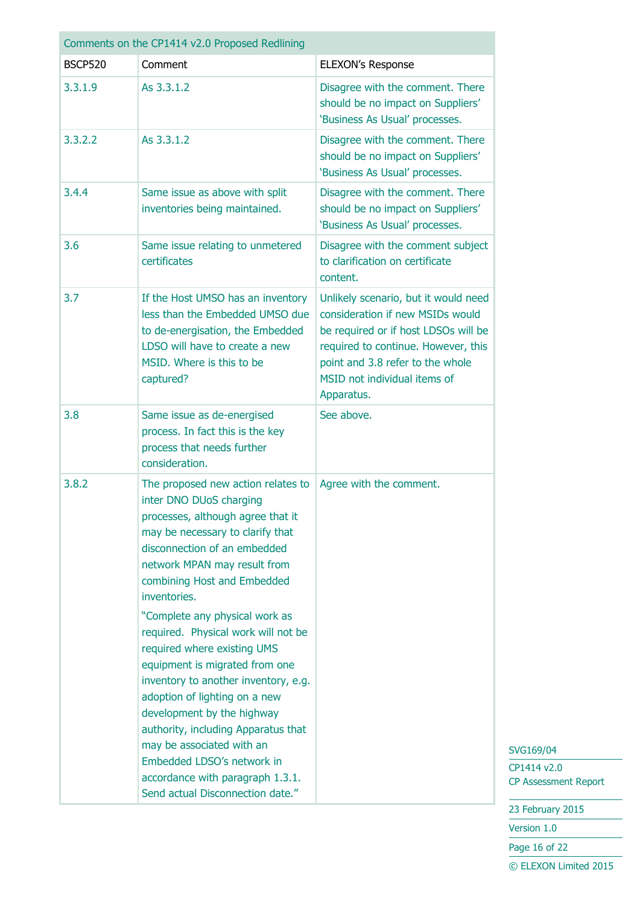| Comments on the CP1414 v2.0 Proposed Redlining | | |
|---|---|---|
| BSCP520 | Comment | ELEXON's Response |
| 3.3.1.9 | As 3.3.1.2 | Disagree with the comment. There should be no impact on Suppliers' 'Business As Usual' processes. |
| 3.3.2.2 | As 3.3.1.2 | Disagree with the comment. There should be no impact on Suppliers' 'Business As Usual' processes. |
| 3.4.4 | Same issue as above with split inventories being maintained. | Disagree with the comment. There should be no impact on Suppliers' 'Business As Usual' processes. |
| 3.6 | Same issue relating to unmetered certificates | Disagree with the comment subject to clarification on certificate content. |
| 3.7 | If the Host UMSO has an inventory less than the Embedded UMSO due to de-energisation, the Embedded LDSO will have to create a new MSID. Where is this to be captured? | Unlikely scenario, but it would need consideration if new MSIDs would be required or if host LDSOs will be required to continue. However, this point and 3.8 refer to the whole MSID not individual items of Apparatus. |
| 3.8 | Same issue as de-energised process. In fact this is the key process that needs further consideration. | See above. |
| 3.8.2 | The proposed new action relates to inter DNO DUoS charging processes, although agree that it may be necessary to clarify that disconnection of an embedded network MPAN may result from combining Host and Embedded inventories.<br><br>"Complete any physical work as required. Physical work will not be required where existing UMS equipment is migrated from one inventory to another inventory, e.g. adoption of lighting on a new development by the highway authority, including Apparatus that may be associated with an Embedded LDSO's network in accordance with paragraph 1.3.1. Send actual Disconnection date." | Agree with the comment. |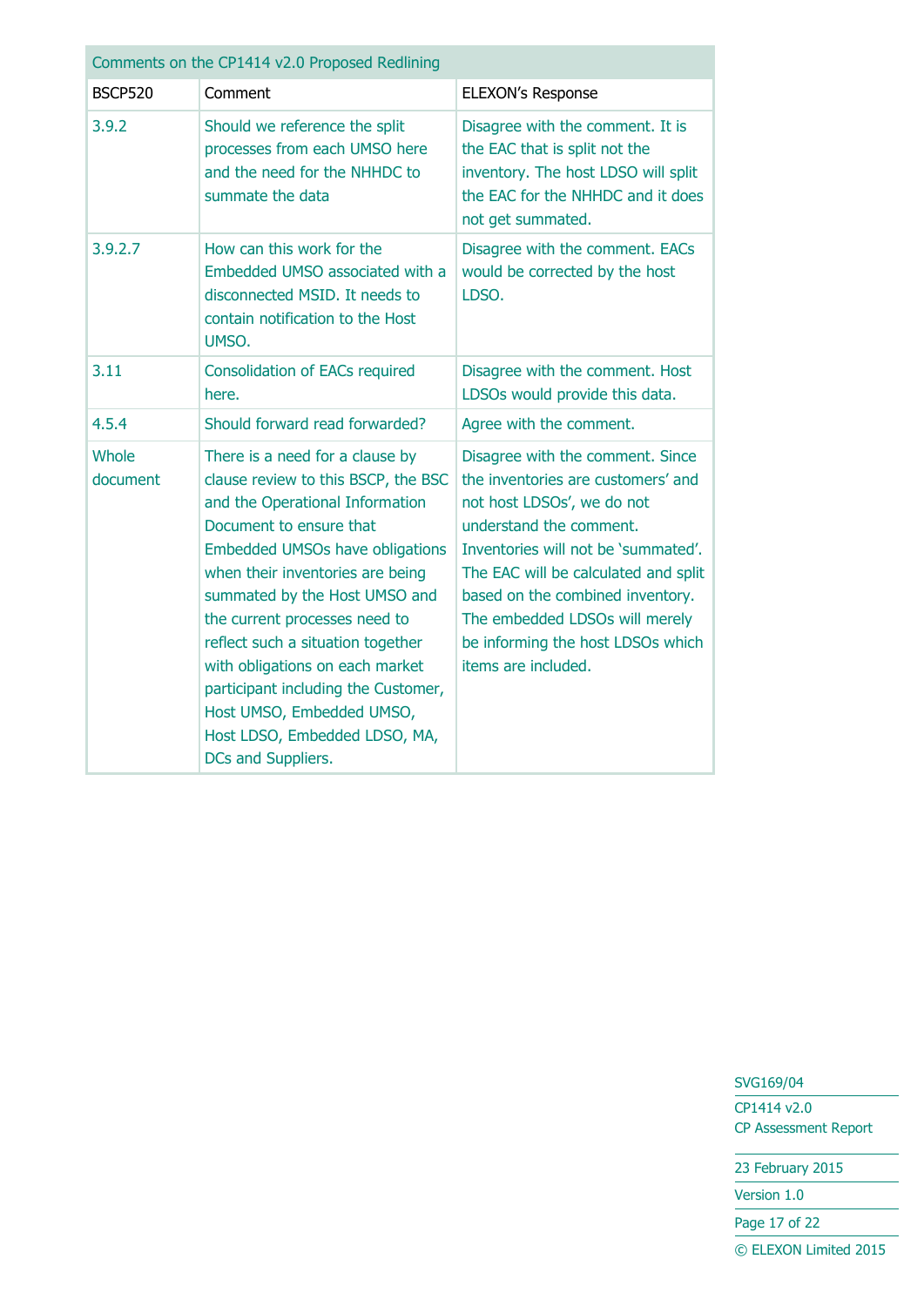| Comments on the CP1414 v2.0 Proposed Redlining | | |
|---|---|---|
| BSCP520 | Comment | ELEXON's Response |
| 3.9.2 | Should we reference the split processes from each UMSO here and the need for the NHHDC to summate the data | Disagree with the comment. It is the EAC that is split not the inventory. The host LDSO will split the EAC for the NHHDC and it does not get summated. |
| 3.9.2.7 | How can this work for the Embedded UMSO associated with a disconnected MSID. It needs to contain notification to the Host UMSO. | Disagree with the comment. EACs would be corrected by the host LDSO. |
| 3.11 | Consolidation of EACs required here. | Disagree with the comment. Host LDSOs would provide this data. |
| 4.5.4 | Should forward read forwarded? | Agree with the comment. |
| Whole document | There is a need for a clause by clause review to this BSCP, the BSC and the Operational Information Document to ensure that Embedded UMSOs have obligations when their inventories are being summated by the Host UMSO and the current processes need to reflect such a situation together with obligations on each market participant including the Customer, Host UMSO, Embedded UMSO, Host LDSO, Embedded LDSO, MA, DCs and Suppliers. | Disagree with the comment. Since the inventories are customers' and not host LDSOs', we do not understand the comment. Inventories will not be 'summated'. The EAC will be calculated and split based on the combined inventory. The embedded LDSOs will merely be informing the host LDSOs which items are included. |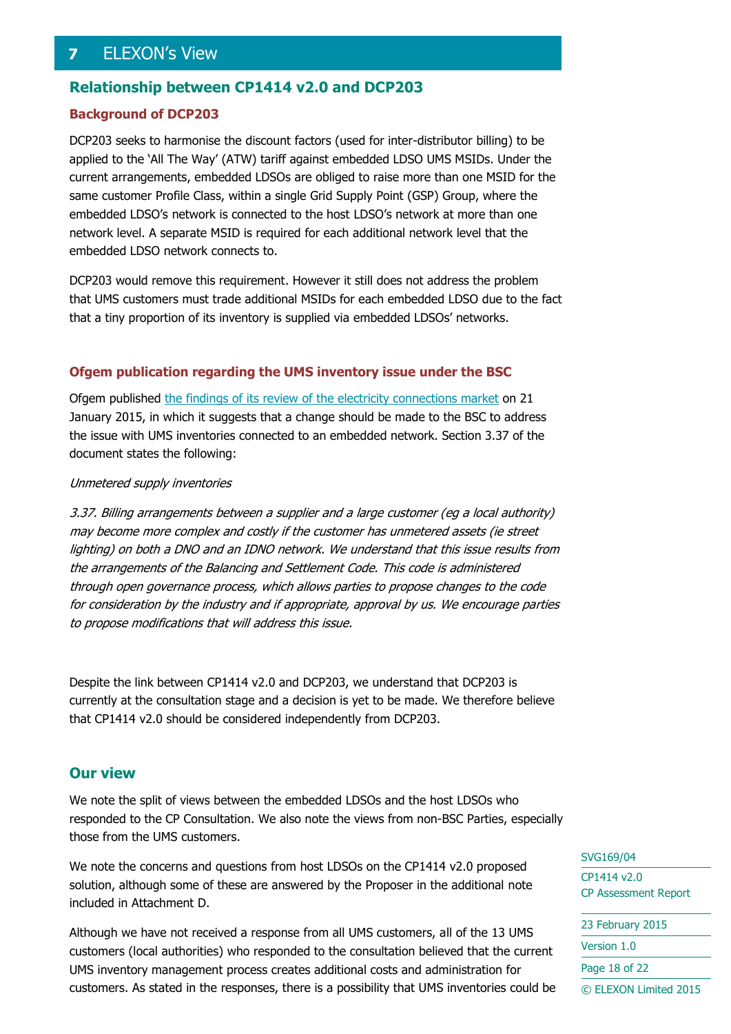# 7 ELEXON's View

## Relationship between CP1414 v2.0 and DCP203

### Background of DCP203

DCP203 seeks to harmonise the discount factors (used for inter-distributor billing) to be applied to the 'All The Way' (ATW) tariff against embedded LDSO UMS MSIDs. Under the current arrangements, embedded LDSOs are obliged to raise more than one MSID for the same customer Profile Class, within a single Grid Supply Point (GSP) Group, where the embedded LDSO's network is connected to the host LDSO's network at more than one network level. A separate MSID is required for each additional network level that the embedded LDSO network connects to.

DCP203 would remove this requirement. However it still does not address the problem that UMS customers must trade additional MSIDs for each embedded LDSO due to the fact that a tiny proportion of its inventory is supplied via embedded LDSOs' networks.

### Ofgem publication regarding the UMS inventory issue under the BSC

Ofgem published the findings of its review of the electricity connections market on 21 January 2015, in which it suggests that a change should be made to the BSC to address the issue with UMS inventories connected to an embedded network. Section 3.37 of the document states the following:

*Unmetered supply inventories*

*3.37. Billing arrangements between a supplier and a large customer (eg a local authority) may become more complex and costly if the customer has unmetered assets (ie street lighting) on both a DNO and an IDNO network. We understand that this issue results from the arrangements of the Balancing and Settlement Code. This code is administered through open governance process, which allows parties to propose changes to the code for consideration by the industry and if appropriate, approval by us. We encourage parties to propose modifications that will address this issue.*

Despite the link between CP1414 v2.0 and DCP203, we understand that DCP203 is currently at the consultation stage and a decision is yet to be made. We therefore believe that CP1414 v2.0 should be considered independently from DCP203.

## Our view

We note the split of views between the embedded LDSOs and the host LDSOs who responded to the CP Consultation. We also note the views from non-BSC Parties, especially those from the UMS customers.

We note the concerns and questions from host LDSOs on the CP1414 v2.0 proposed solution, although some of these are answered by the Proposer in the additional note included in Attachment D.

Although we have not received a response from all UMS customers, all of the 13 UMS customers (local authorities) who responded to the consultation believed that the current UMS inventory management process creates additional costs and administration for customers. As stated in the responses, there is a possibility that UMS inventories could be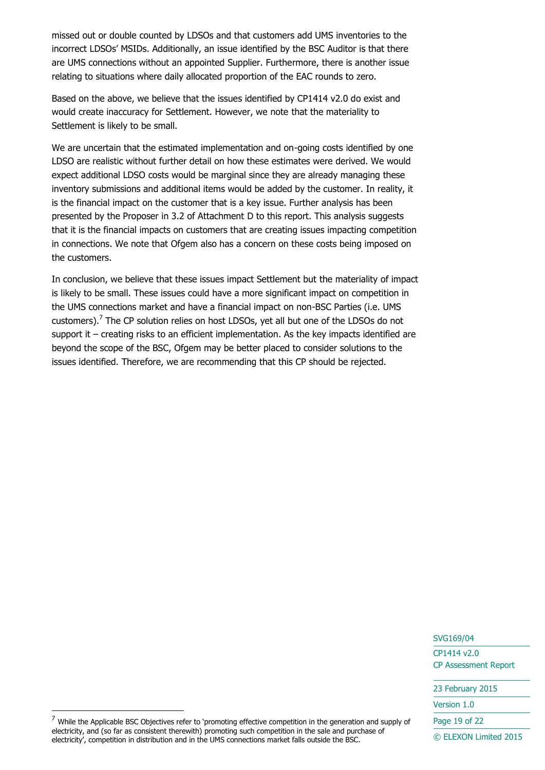missed out or double counted by LDSOs and that customers add UMS inventories to the incorrect LDSOs' MSIDs. Additionally, an issue identified by the BSC Auditor is that there are UMS connections without an appointed Supplier. Furthermore, there is another issue relating to situations where daily allocated proportion of the EAC rounds to zero.

Based on the above, we believe that the issues identified by CP1414 v2.0 do exist and would create inaccuracy for Settlement. However, we note that the materiality to Settlement is likely to be small.

We are uncertain that the estimated implementation and on-going costs identified by one LDSO are realistic without further detail on how these estimates were derived. We would expect additional LDSO costs would be marginal since they are already managing these inventory submissions and additional items would be added by the customer. In reality, it is the financial impact on the customer that is a key issue. Further analysis has been presented by the Proposer in 3.2 of Attachment D to this report. This analysis suggests that it is the financial impacts on customers that are creating issues impacting competition in connections. We note that Ofgem also has a concern on these costs being imposed on the customers.

In conclusion, we believe that these issues impact Settlement but the materiality of impact is likely to be small. These issues could have a more significant impact on competition in the UMS connections market and have a financial impact on non-BSC Parties (i.e. UMS customers).[7] The CP solution relies on host LDSOs, yet all but one of the LDSOs do not support it – creating risks to an efficient implementation. As the key impacts identified are beyond the scope of the BSC, Ofgem may be better placed to consider solutions to the issues identified. Therefore, we are recommending that this CP should be rejected.

[7] While the Applicable BSC Objectives refer to 'promoting effective competition in the generation and supply of electricity, and (so far as consistent therewith) promoting such competition in the sale and purchase of electricity', competition in distribution and in the UMS connections market falls outside the BSC.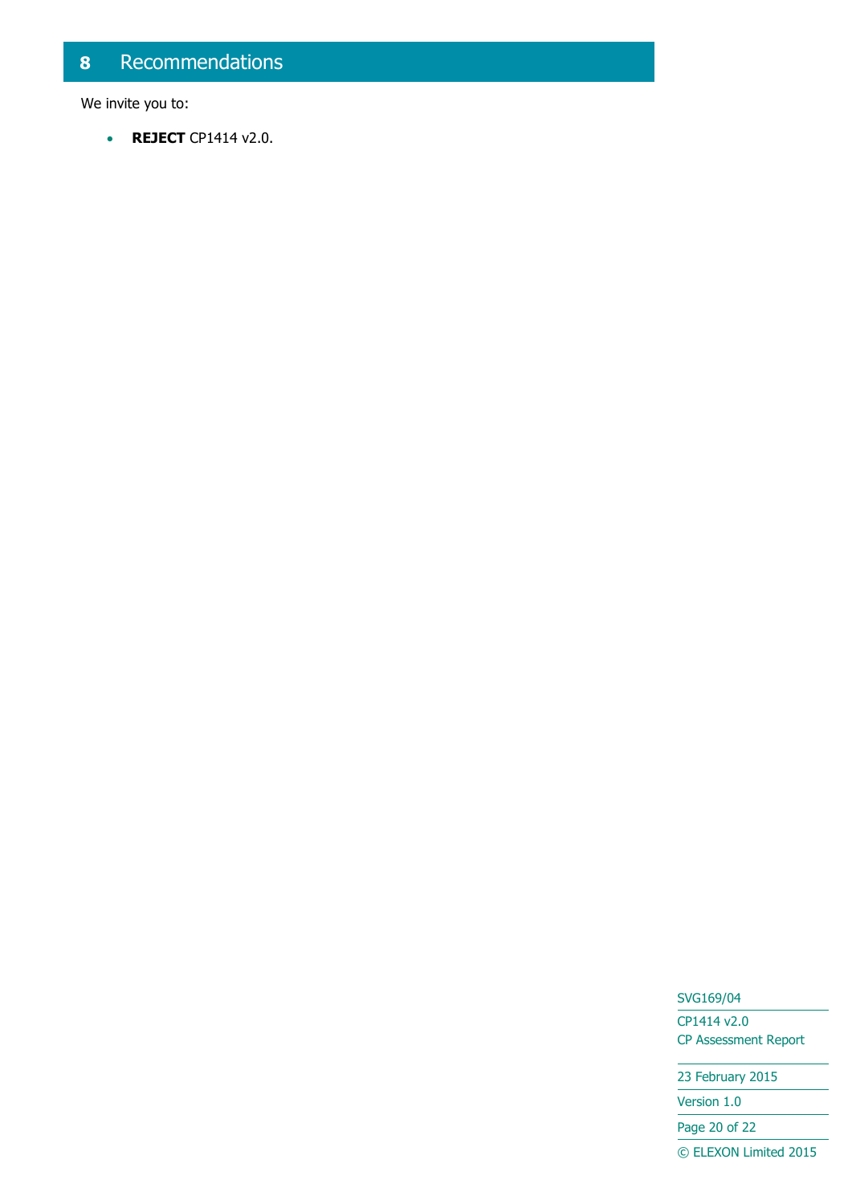# 8 Recommendations

We invite you to:

- **REJECT** CP1414 v2.0.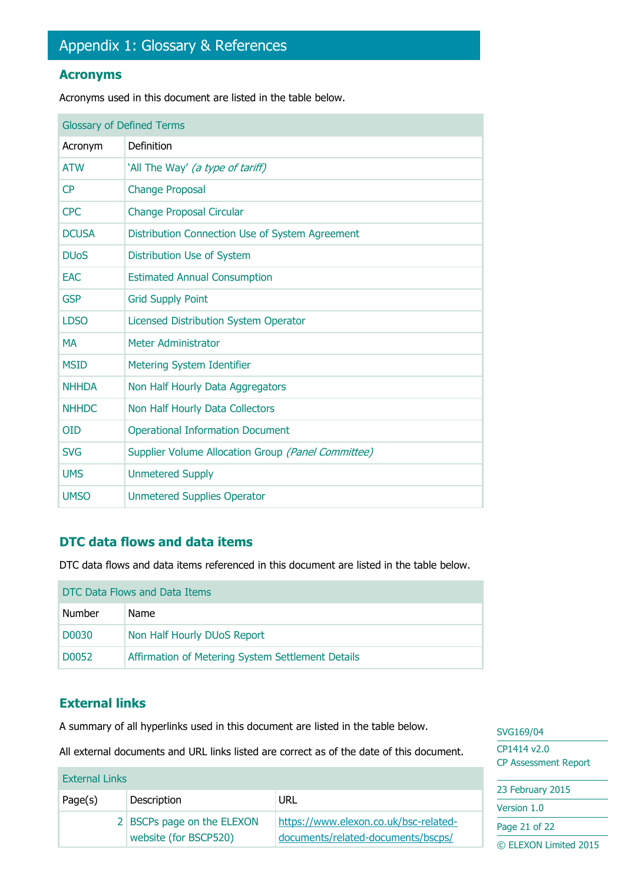# Appendix 1: Glossary & References

## Acronyms

Acronyms used in this document are listed in the table below.

| Glossary of Defined Terms | |
|---|---|
| Acronym | Definition |
| ATW | 'All The Way' *(a type of tariff)* |
| CP | Change Proposal |
| CPC | Change Proposal Circular |
| DCUSA | Distribution Connection Use of System Agreement |
| DUoS | Distribution Use of System |
| EAC | Estimated Annual Consumption |
| GSP | Grid Supply Point |
| LDSO | Licensed Distribution System Operator |
| MA | Meter Administrator |
| MSID | Metering System Identifier |
| NHHDA | Non Half Hourly Data Aggregators |
| NHHDC | Non Half Hourly Data Collectors |
| OID | Operational Information Document |
| SVG | Supplier Volume Allocation Group *(Panel Committee)* |
| UMS | Unmetered Supply |
| UMSO | Unmetered Supplies Operator |

## DTC data flows and data items

DTC data flows and data items referenced in this document are listed in the table below.

| DTC Data Flows and Data Items | |
|---|---|
| Number | Name |
| D0030 | Non Half Hourly DUoS Report |
| D0052 | Affirmation of Metering System Settlement Details |

## External links

A summary of all hyperlinks used in this document are listed in the table below.

All external documents and URL links listed are correct as of the date of this document.

| External Links | | |
|---|---|---|
| Page(s) | Description | URL |
| 2 | BSCPs page on the ELEXON website (for BSCP520) | https://www.elexon.co.uk/bsc-related-documents/related-documents/bscps/ |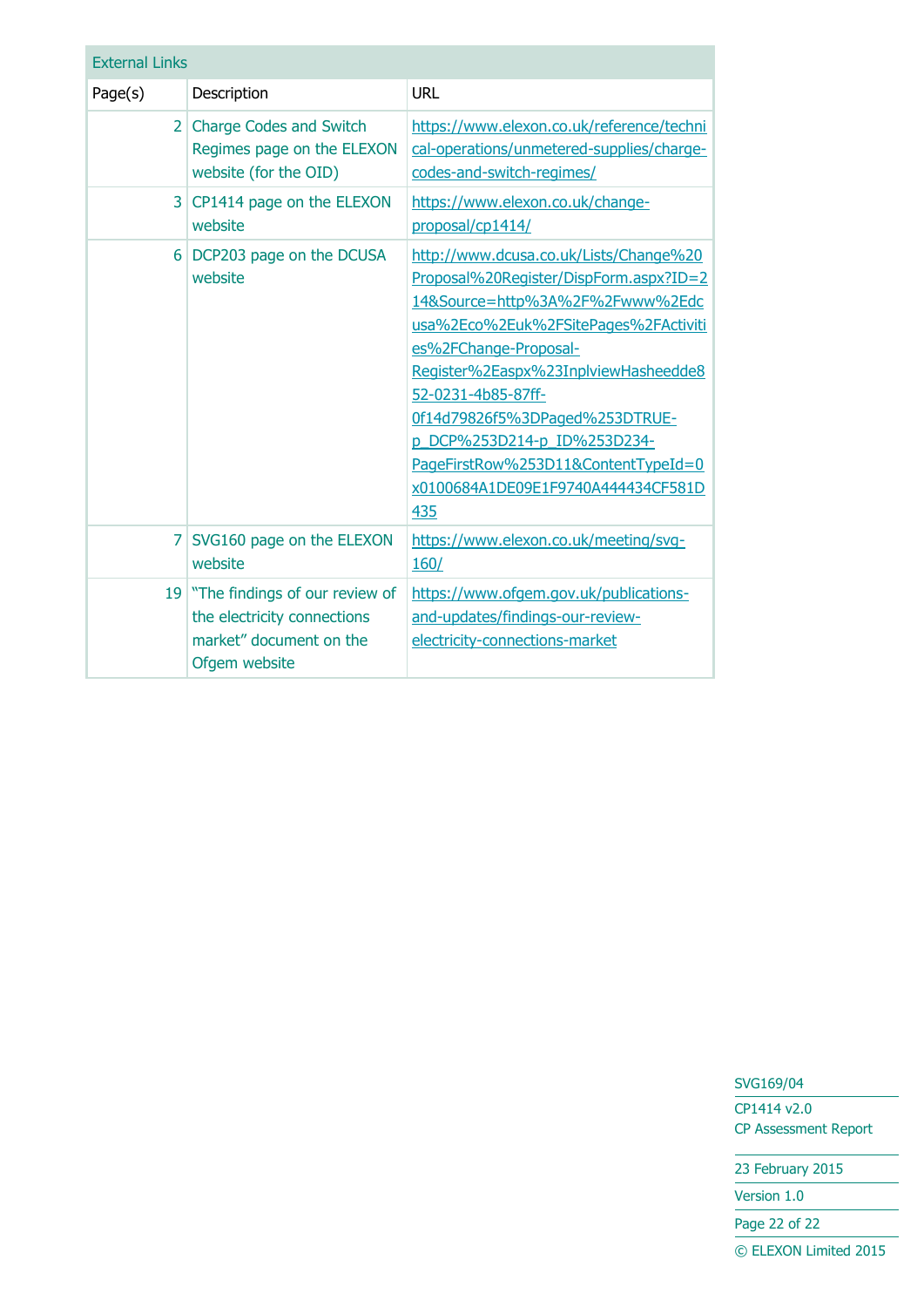| External Links | | |
|---|---|---|
| Page(s) | Description | URL |
| 2 | Charge Codes and Switch Regimes page on the ELEXON website (for the OID) | https://www.elexon.co.uk/reference/technical-operations/unmetered-supplies/charge-codes-and-switch-regimes/ |
| 3 | CP1414 page on the ELEXON website | https://www.elexon.co.uk/change-proposal/cp1414/ |
| 6 | DCP203 page on the DCUSA website | http://www.dcusa.co.uk/Lists/Change%20Proposal%20Register/DispForm.aspx?ID=214&Source=http%3A%2F%2Fwww%2Edcusa%2Eco%2Euk%2FSitePages%2FActivities%2FChange-Proposal-Register%2Easpx%23InplviewHasheedde852-0231-4b85-87ff-0f14d79826f5%3DPaged%253DTRUE-p_DCP%253D214-p_ID%253D234-PageFirstRow%253D11&ContentTypeId=0x0100684A1DE09E1F9740A444434CF581D435 |
| 7 | SVG160 page on the ELEXON website | https://www.elexon.co.uk/meeting/svg-160/ |
| 19 | "The findings of our review of the electricity connections market" document on the Ofgem website | https://www.ofgem.gov.uk/publications-and-updates/findings-our-review-electricity-connections-market |